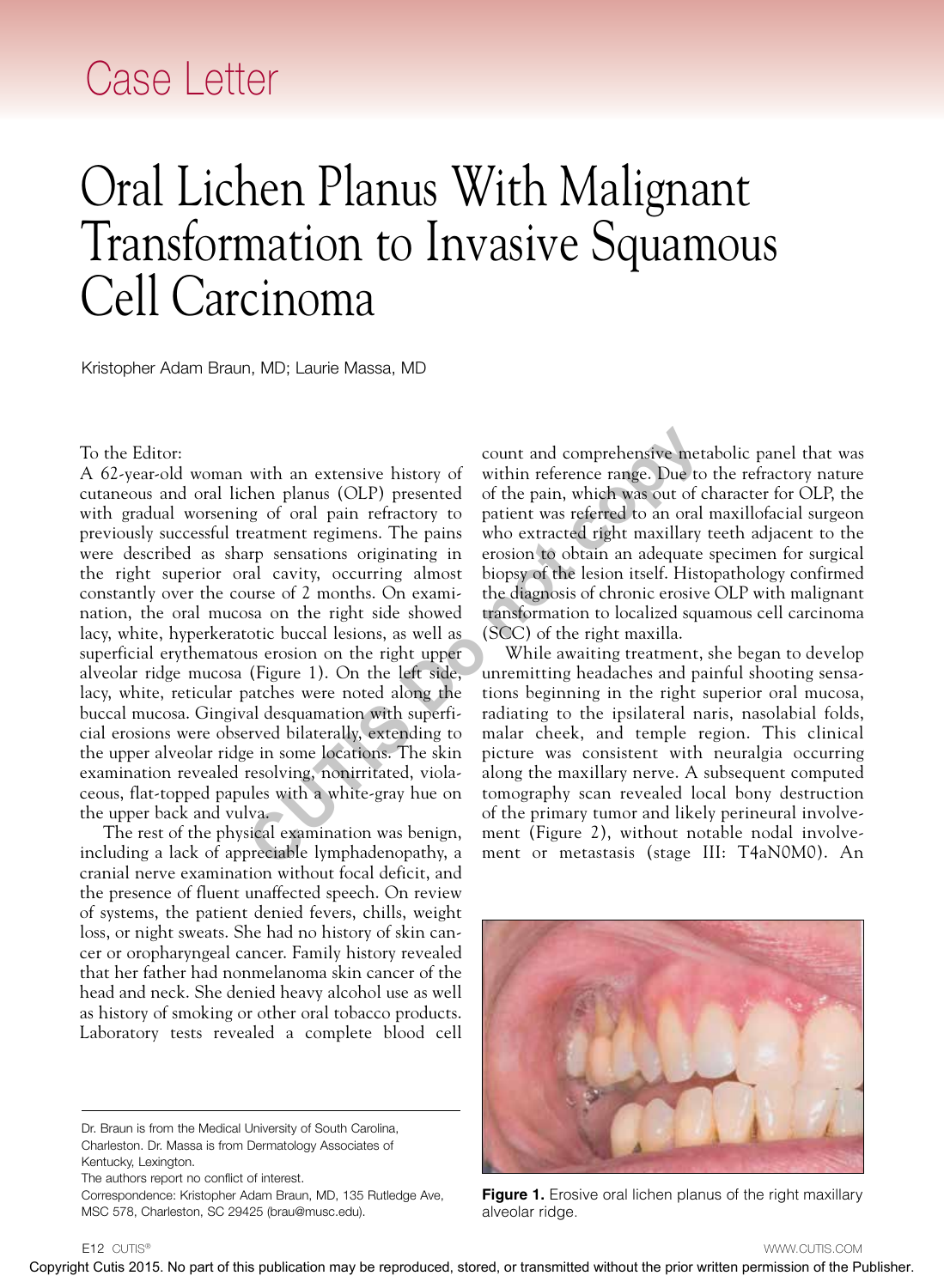Case Letter

# Oral Lichen Planus With Malignant Transformation to Invasive Squamous Cell Carcinoma

Kristopher Adam Braun, MD; Laurie Massa, MD

To the Editor:

A 62-year-old woman with an extensive history of cutaneous and oral lichen planus (OLP) presented with gradual worsening of oral pain refractory to previously successful treatment regimens. The pains were described as sharp sensations originating in the right superior oral cavity, occurring almost constantly over the course of 2 months. On examination, the oral mucosa on the right side showed lacy, white, hyperkeratotic buccal lesions, as well as superficial erythematous erosion on the right upper alveolar ridge mucosa (Figure 1). On the left side, lacy, white, reticular patches were noted along the buccal mucosa. Gingival desquamation with superficial erosions were observed bilaterally, extending to the upper alveolar ridge in some locations. The skin examination revealed resolving, nonirritated, violaceous, flat-topped papules with a white-gray hue on the upper back and vulva.

The rest of the physical examination was benign, including a lack of appreciable lymphadenopathy, a cranial nerve examination without focal deficit, and the presence of fluent unaffected speech. On review of systems, the patient denied fevers, chills, weight loss, or night sweats. She had no history of skin cancer or oropharyngeal cancer. Family history revealed that her father had nonmelanoma skin cancer of the head and neck. She denied heavy alcohol use as well as history of smoking or other oral tobacco products. Laboratory tests revealed a complete blood cell count and comprehensive metabolic panel that was within reference range. Due to the refractory nature of the pain, which was out of character for OLP, the patient was referred to an oral maxillofacial surgeon who extracted right maxillary teeth adjacent to the erosion to obtain an adequate specimen for surgical biopsy of the lesion itself. Histopathology confirmed the diagnosis of chronic erosive OLP with malignant transformation to localized squamous cell carcinoma (SCC) of the right maxilla.

While awaiting treatment, she began to develop unremitting headaches and painful shooting sensations beginning in the right superior oral mucosa, radiating to the ipsilateral naris, nasolabial folds, malar cheek, and temple region. This clinical picture was consistent with neuralgia occurring along the maxillary nerve. A subsequent computed tomography scan revealed local bony destruction of the primary tumor and likely perineural involvement (Figure 2), without notable nodal involvement or metastasis (stage III: T4aN0M0). An

**Figure 1.** Erosive oral lichen planus of the right maxillary alveolar ridge.

Dr. Braun is from the Medical University of South Carolina, Charleston. Dr. Massa is from Dermatology Associates of Kentucky, Lexington.

The authors report no conflict of interest.

Correspondence: Kristopher Adam Braun, MD, 135 Rutledge Ave, MSC 578, Charleston, SC 29425 (brau@musc.edu).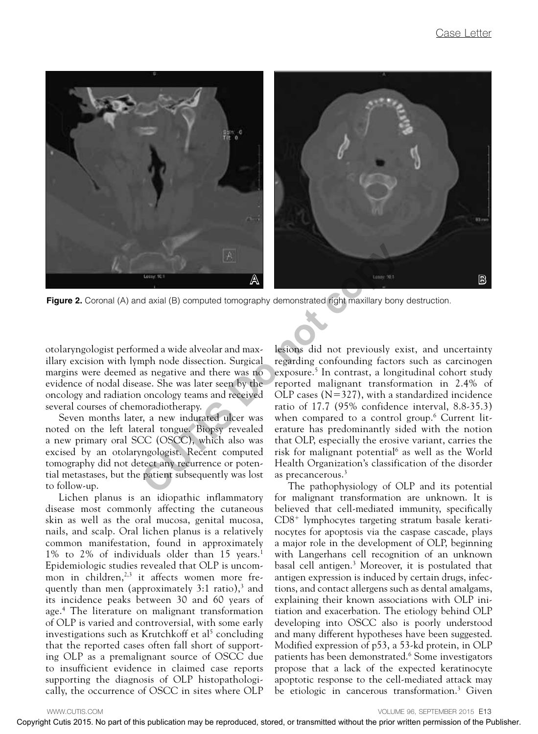Figure 2. Coronal (A) and axial (B) computed tomography demonstrated right maxillary bony destruction.

otolaryngologist performed a wide alveolar and maxillary excision with lymph node dissection. Surgical margins were deemed as negative and there was no evidence of nodal disease. She was later seen by the oncology and radiation oncology teams and received several courses of chemoradiotherapy.

Seven months later, a new indurated ulcer was noted on the left lateral tongue. Biopsy revealed a new primary oral SCC (OSCC), which also was excised by an otolaryngologist. Recent computed tomography did not detect any recurrence or potential metastases, but the patient subsequently was lost to follow-up.

Lichen planus is an idiopathic inflammatory disease most commonly affecting the cutaneous skin as well as the oral mucosa, genital mucosa, nails, and scalp. Oral lichen planus is a relatively common manifestation, found in approximately 1% to 2% of individuals older than 15 years.[1] Epidemiologic studies revealed that OLP is uncommon in children,[2,3] it affects women more frequently than men (approximately 3:1 ratio),[3] and its incidence peaks between 30 and 60 years of age.[4] The literature on malignant transformation of OLP is varied and controversial, with some early investigations such as Krutchkoff et al[5] concluding that the reported cases often fall short of supporting OLP as a premalignant source of OSCC due to insufficient evidence in claimed case reports supporting the diagnosis of OLP histopathologically, the occurrence of OSCC in sites where OLP lesions did not previously exist, and uncertainty regarding confounding factors such as carcinogen exposure.[5] In contrast, a longitudinal cohort study reported malignant transformation in 2.4% of OLP cases (N=327), with a standardized incidence ratio of 17.7 (95% confidence interval, 8.8-35.3) when compared to a control group.[6] Current literature has predominantly sided with the notion that OLP, especially the erosive variant, carries the risk for malignant potential[6] as well as the World Health Organization's classification of the disorder as precancerous.[3]

The pathophysiology of OLP and its potential for malignant transformation are unknown. It is believed that cell-mediated immunity, specifically $CD8^+$ lymphocytes targeting stratum basale keratinocytes for apoptosis via the caspase cascade, plays a major role in the development of OLP, beginning with Langerhans cell recognition of an unknown basal cell antigen.[3] Moreover, it is postulated that antigen expression is induced by certain drugs, infections, and contact allergens such as dental amalgams, explaining their known associations with OLP initiation and exacerbation. The etiology behind OLP developing into OSCC also is poorly understood and many different hypotheses have been suggested. Modified expression of p53, a 53-kd protein, in OLP patients has been demonstrated.[6] Some investigators propose that a lack of the expected keratinocyte apoptotic response to the cell-mediated attack may be etiologic in cancerous transformation.[3] Given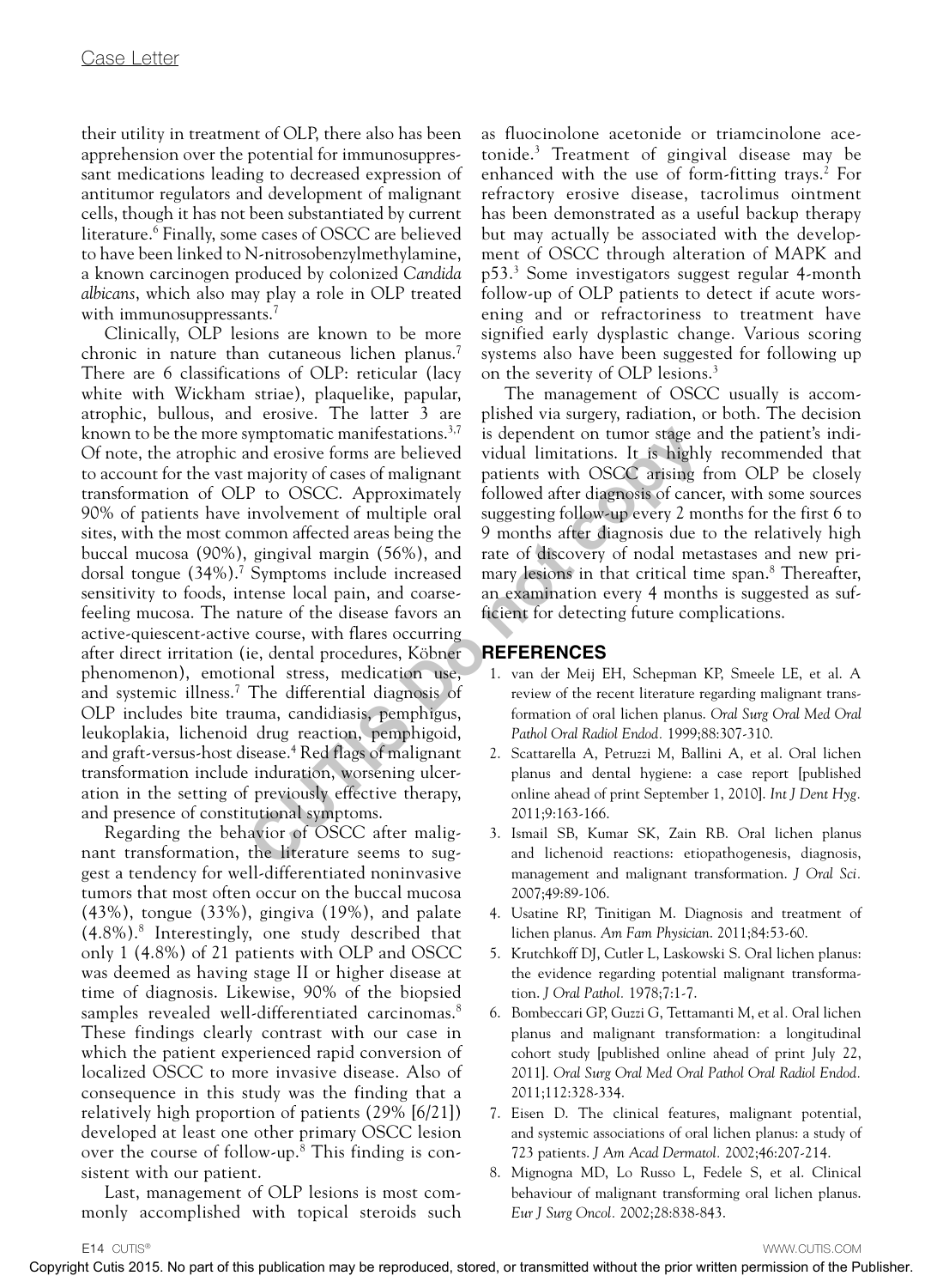their utility in treatment of OLP, there also has been apprehension over the potential for immunosuppressant medications leading to decreased expression of antitumor regulators and development of malignant cells, though it has not been substantiated by current literature.[6] Finally, some cases of OSCC are believed to have been linked to N-nitrosobenzylmethylamine, a known carcinogen produced by colonized *Candida albicans*, which also may play a role in OLP treated with immunosuppressants.[7]

Clinically, OLP lesions are known to be more chronic in nature than cutaneous lichen planus.[7] There are 6 classifications of OLP: reticular (lacy white with Wickham striae), plaquelike, papular, atrophic, bullous, and erosive. The latter 3 are known to be the more symptomatic manifestations.[3,7] Of note, the atrophic and erosive forms are believed to account for the vast majority of cases of malignant transformation of OLP to OSCC. Approximately 90% of patients have involvement of multiple oral sites, with the most common affected areas being the buccal mucosa (90%), gingival margin (56%), and dorsal tongue (34%).[7] Symptoms include increased sensitivity to foods, intense local pain, and coarse-feeling mucosa. The nature of the disease favors an active-quiescent-active course, with flares occurring after direct irritation (ie, dental procedures, Köbner phenomenon), emotional stress, medication use, and systemic illness.[7] The differential diagnosis of OLP includes bite trauma, candidiasis, pemphigus, leukoplakia, lichenoid drug reaction, pemphigoid, and graft-versus-host disease.[4] Red flags of malignant transformation include induration, worsening ulceration in the setting of previously effective therapy, and presence of constitutional symptoms.

Regarding the behavior of OSCC after malignant transformation, the literature seems to suggest a tendency for well-differentiated noninvasive tumors that most often occur on the buccal mucosa (43%), tongue (33%), gingiva (19%), and palate (4.8%).[8] Interestingly, one study described that only 1 (4.8%) of 21 patients with OLP and OSCC was deemed as having stage II or higher disease at time of diagnosis. Likewise, 90% of the biopsied samples revealed well-differentiated carcinomas.[8] These findings clearly contrast with our case in which the patient experienced rapid conversion of localized OSCC to more invasive disease. Also of consequence in this study was the finding that a relatively high proportion of patients (29% [6/21]) developed at least one other primary OSCC lesion over the course of follow-up.[8] This finding is consistent with our patient.

Last, management of OLP lesions is most commonly accomplished with topical steroids such as fluocinolone acetonide or triamcinolone acetonide.[3] Treatment of gingival disease may be enhanced with the use of form-fitting trays.[2] For refractory erosive disease, tacrolimus ointment has been demonstrated as a useful backup therapy but may actually be associated with the development of OSCC through alteration of MAPK and p53.[3] Some investigators suggest regular 4-month follow-up of OLP patients to detect if acute worsening and or refractoriness to treatment have signified early dysplastic change. Various scoring systems also have been suggested for following up on the severity of OLP lesions.[3]

The management of OSCC usually is accomplished via surgery, radiation, or both. The decision is dependent on tumor stage and the patient's individual limitations. It is highly recommended that patients with OSCC arising from OLP be closely followed after diagnosis of cancer, with some sources suggesting follow-up every 2 months for the first 6 to 9 months after diagnosis due to the relatively high rate of discovery of nodal metastases and new primary lesions in that critical time span.[8] Thereafter, an examination every 4 months is suggested as sufficient for detecting future complications.

## REFERENCES

1. van der Meij EH, Schepman KP, Smeele LE, et al. A review of the recent literature regarding malignant transformation of oral lichen planus. *Oral Surg Oral Med Oral Pathol Oral Radiol Endod.* 1999;88:307-310.
2. Scattarella A, Petruzzi M, Ballini A, et al. Oral lichen planus and dental hygiene: a case report [published online ahead of print September 1, 2010]. *Int J Dent Hyg.* 2011;9:163-166.
3. Ismail SB, Kumar SK, Zain RB. Oral lichen planus and lichenoid reactions: etiopathogenesis, diagnosis, management and malignant transformation. *J Oral Sci.* 2007;49:89-106.
4. Usatine RP, Tinitigan M. Diagnosis and treatment of lichen planus. *Am Fam Physician.* 2011;84:53-60.
5. Krutchkoff DJ, Cutler L, Laskowski S. Oral lichen planus: the evidence regarding potential malignant transformation. *J Oral Pathol.* 1978;7:1-7.
6. Bombeccari GP, Guzzi G, Tettamanti M, et al. Oral lichen planus and malignant transformation: a longitudinal cohort study [published online ahead of print July 22, 2011]. *Oral Surg Oral Med Oral Pathol Oral Radiol Endod.* 2011;112:328-334.
7. Eisen D. The clinical features, malignant potential, and systemic associations of oral lichen planus: a study of 723 patients. *J Am Acad Dermatol.* 2002;46:207-214.
8. Mignogna MD, Lo Russo L, Fedele S, et al. Clinical behaviour of malignant transforming oral lichen planus. *Eur J Surg Oncol.* 2002;28:838-843.